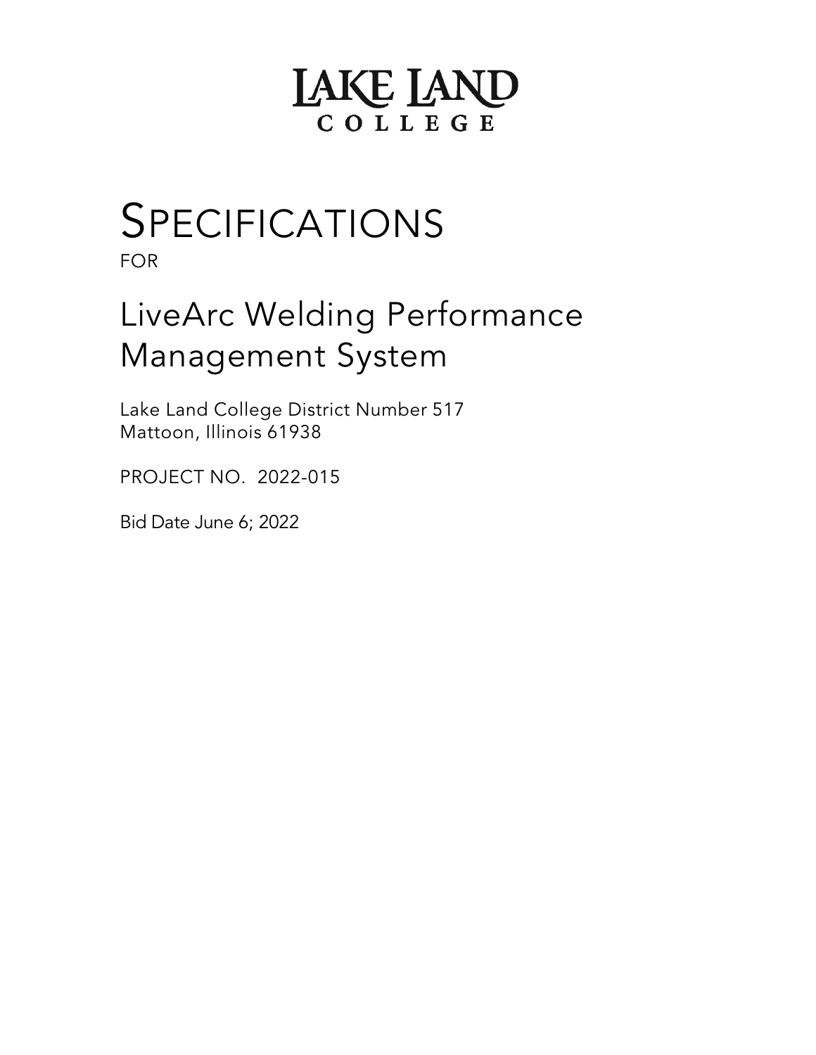# LAKE LAND
## COLLEGE

# SPECIFICATIONS

FOR

## LiveArc Welding Performance Management System

Lake Land College District Number 517
Mattoon, Illinois 61938

PROJECT NO. 2022-015

Bid Date June 6; 2022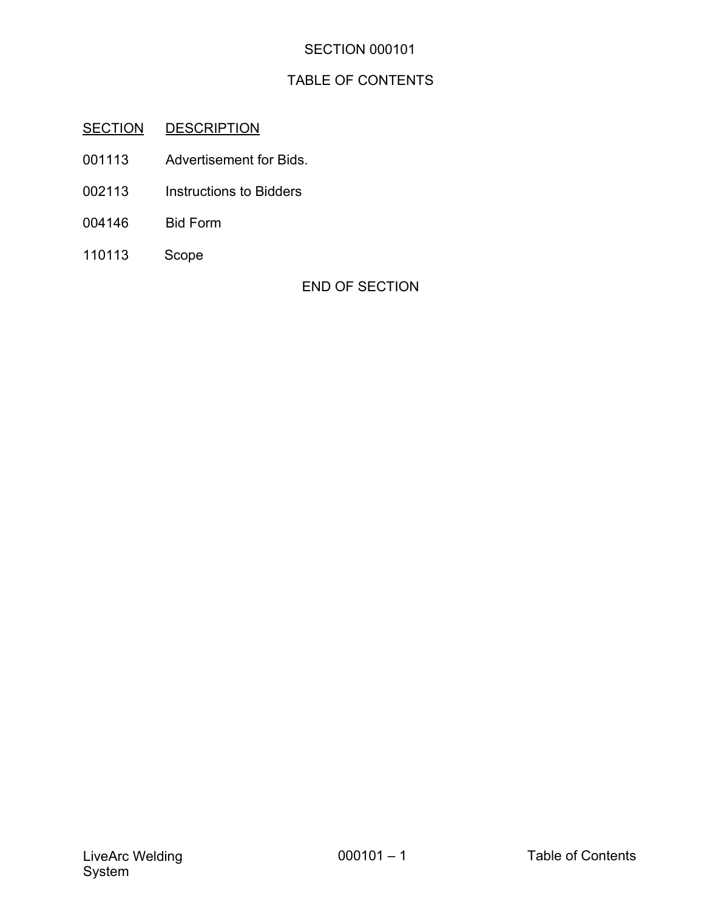# SECTION 000101

## TABLE OF CONTENTS

| SECTION | DESCRIPTION |
|---|---|
| 001113 | Advertisement for Bids. |
| 002113 | Instructions to Bidders |
| 004146 | Bid Form |
| 110113 | Scope |

END OF SECTION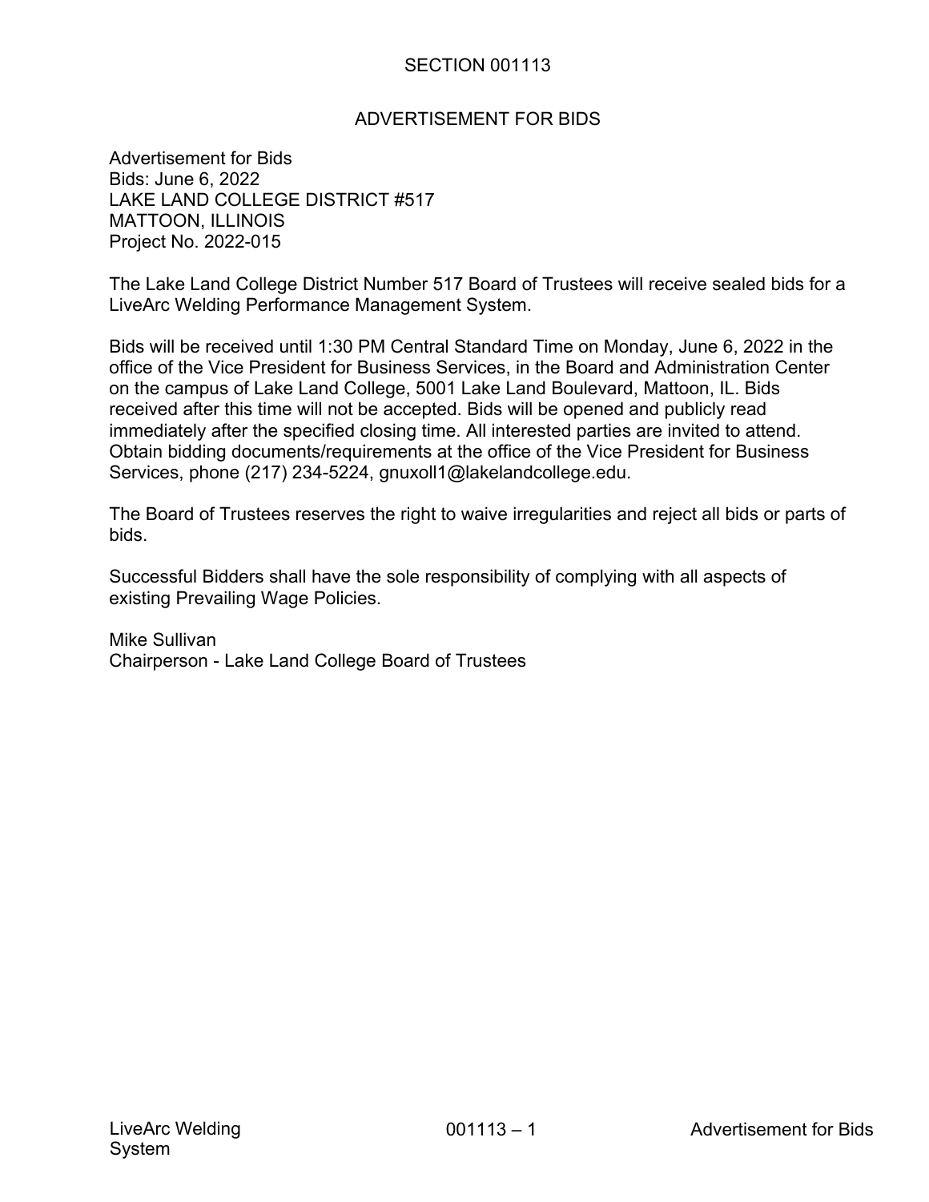# SECTION 001113

## ADVERTISEMENT FOR BIDS

Advertisement for Bids
Bids: June 6, 2022
LAKE LAND COLLEGE DISTRICT #517
MATTOON, ILLINOIS
Project No. 2022-015

The Lake Land College District Number 517 Board of Trustees will receive sealed bids for a LiveArc Welding Performance Management System.

Bids will be received until 1:30 PM Central Standard Time on Monday, June 6, 2022 in the office of the Vice President for Business Services, in the Board and Administration Center on the campus of Lake Land College, 5001 Lake Land Boulevard, Mattoon, IL. Bids received after this time will not be accepted. Bids will be opened and publicly read immediately after the specified closing time. All interested parties are invited to attend. Obtain bidding documents/requirements at the office of the Vice President for Business Services, phone (217) 234-5224, gnuxoll1@lakelandcollege.edu.

The Board of Trustees reserves the right to waive irregularities and reject all bids or parts of bids.

Successful Bidders shall have the sole responsibility of complying with all aspects of existing Prevailing Wage Policies.

Mike Sullivan
Chairperson - Lake Land College Board of Trustees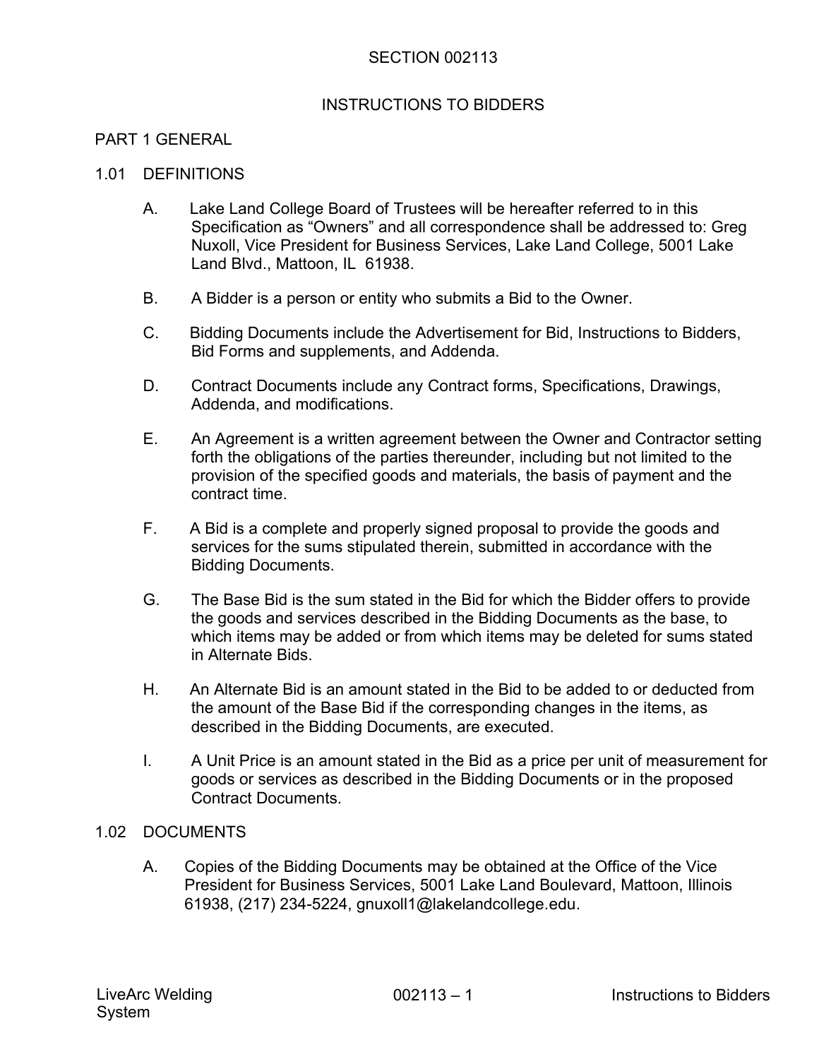# SECTION 002113

# INSTRUCTIONS TO BIDDERS

## PART 1 GENERAL

### 1.01 DEFINITIONS

A. Lake Land College Board of Trustees will be hereafter referred to in this Specification as “Owners” and all correspondence shall be addressed to: Greg Nuxoll, Vice President for Business Services, Lake Land College, 5001 Lake Land Blvd., Mattoon, IL 61938.

B. A Bidder is a person or entity who submits a Bid to the Owner.

C. Bidding Documents include the Advertisement for Bid, Instructions to Bidders, Bid Forms and supplements, and Addenda.

D. Contract Documents include any Contract forms, Specifications, Drawings, Addenda, and modifications.

E. An Agreement is a written agreement between the Owner and Contractor setting forth the obligations of the parties thereunder, including but not limited to the provision of the specified goods and materials, the basis of payment and the contract time.

F. A Bid is a complete and properly signed proposal to provide the goods and services for the sums stipulated therein, submitted in accordance with the Bidding Documents.

G. The Base Bid is the sum stated in the Bid for which the Bidder offers to provide the goods and services described in the Bidding Documents as the base, to which items may be added or from which items may be deleted for sums stated in Alternate Bids.

H. An Alternate Bid is an amount stated in the Bid to be added to or deducted from the amount of the Base Bid if the corresponding changes in the items, as described in the Bidding Documents, are executed.

I. A Unit Price is an amount stated in the Bid as a price per unit of measurement for goods or services as described in the Bidding Documents or in the proposed Contract Documents.

### 1.02 DOCUMENTS

A. Copies of the Bidding Documents may be obtained at the Office of the Vice President for Business Services, 5001 Lake Land Boulevard, Mattoon, Illinois 61938, (217) 234-5224, gnuxoll1@lakelandcollege.edu.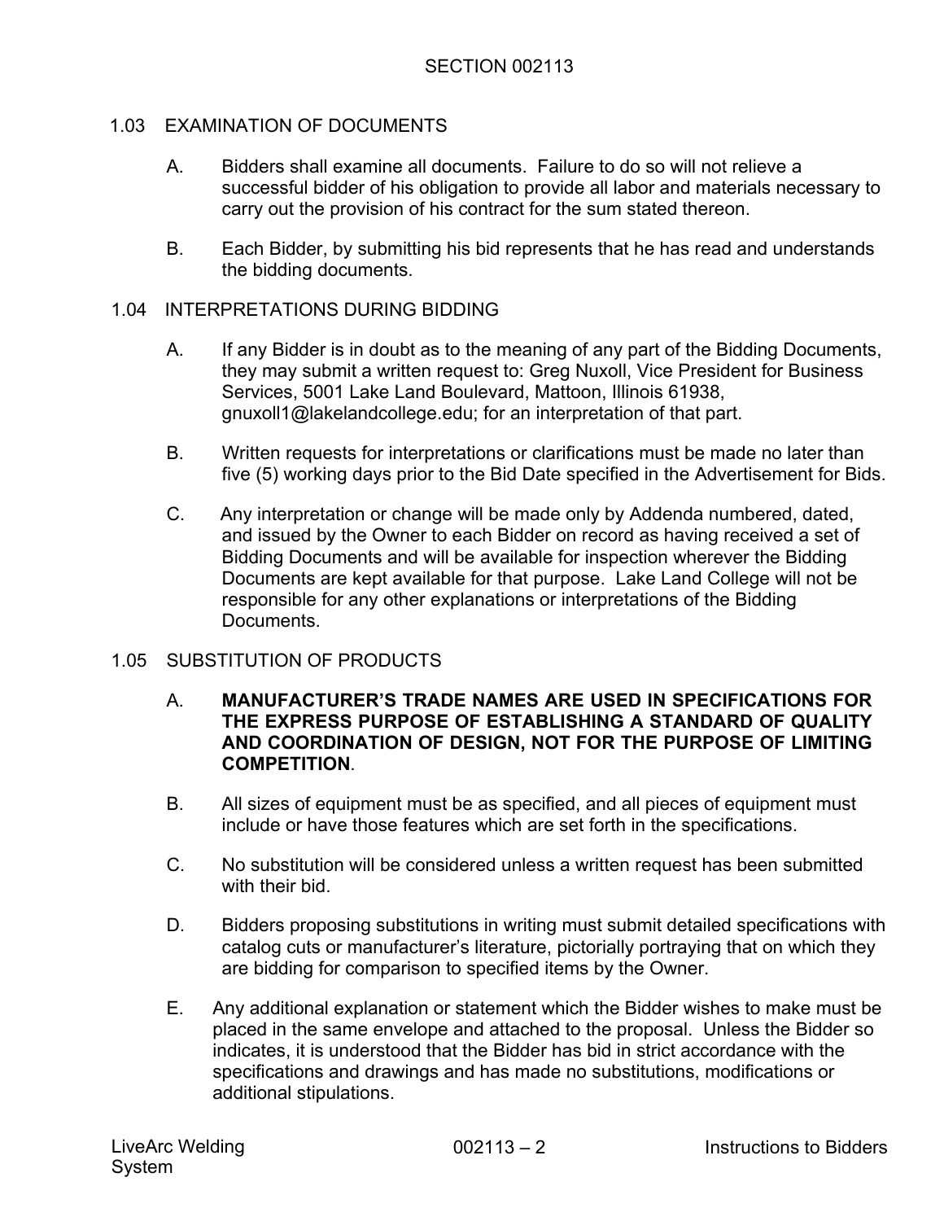## 1.03 EXAMINATION OF DOCUMENTS

A. Bidders shall examine all documents. Failure to do so will not relieve a successful bidder of his obligation to provide all labor and materials necessary to carry out the provision of his contract for the sum stated thereon.

B. Each Bidder, by submitting his bid represents that he has read and understands the bidding documents.

## 1.04 INTERPRETATIONS DURING BIDDING

A. If any Bidder is in doubt as to the meaning of any part of the Bidding Documents, they may submit a written request to: Greg Nuxoll, Vice President for Business Services, 5001 Lake Land Boulevard, Mattoon, Illinois 61938, gnuxoll1@lakelandcollege.edu; for an interpretation of that part.

B. Written requests for interpretations or clarifications must be made no later than five (5) working days prior to the Bid Date specified in the Advertisement for Bids.

C. Any interpretation or change will be made only by Addenda numbered, dated, and issued by the Owner to each Bidder on record as having received a set of Bidding Documents and will be available for inspection wherever the Bidding Documents are kept available for that purpose. Lake Land College will not be responsible for any other explanations or interpretations of the Bidding Documents.

## 1.05 SUBSTITUTION OF PRODUCTS

A. **MANUFACTURER'S TRADE NAMES ARE USED IN SPECIFICATIONS FOR THE EXPRESS PURPOSE OF ESTABLISHING A STANDARD OF QUALITY AND COORDINATION OF DESIGN, NOT FOR THE PURPOSE OF LIMITING COMPETITION**.

B. All sizes of equipment must be as specified, and all pieces of equipment must include or have those features which are set forth in the specifications.

C. No substitution will be considered unless a written request has been submitted with their bid.

D. Bidders proposing substitutions in writing must submit detailed specifications with catalog cuts or manufacturer's literature, pictorially portraying that on which they are bidding for comparison to specified items by the Owner.

E. Any additional explanation or statement which the Bidder wishes to make must be placed in the same envelope and attached to the proposal. Unless the Bidder so indicates, it is understood that the Bidder has bid in strict accordance with the specifications and drawings and has made no substitutions, modifications or additional stipulations.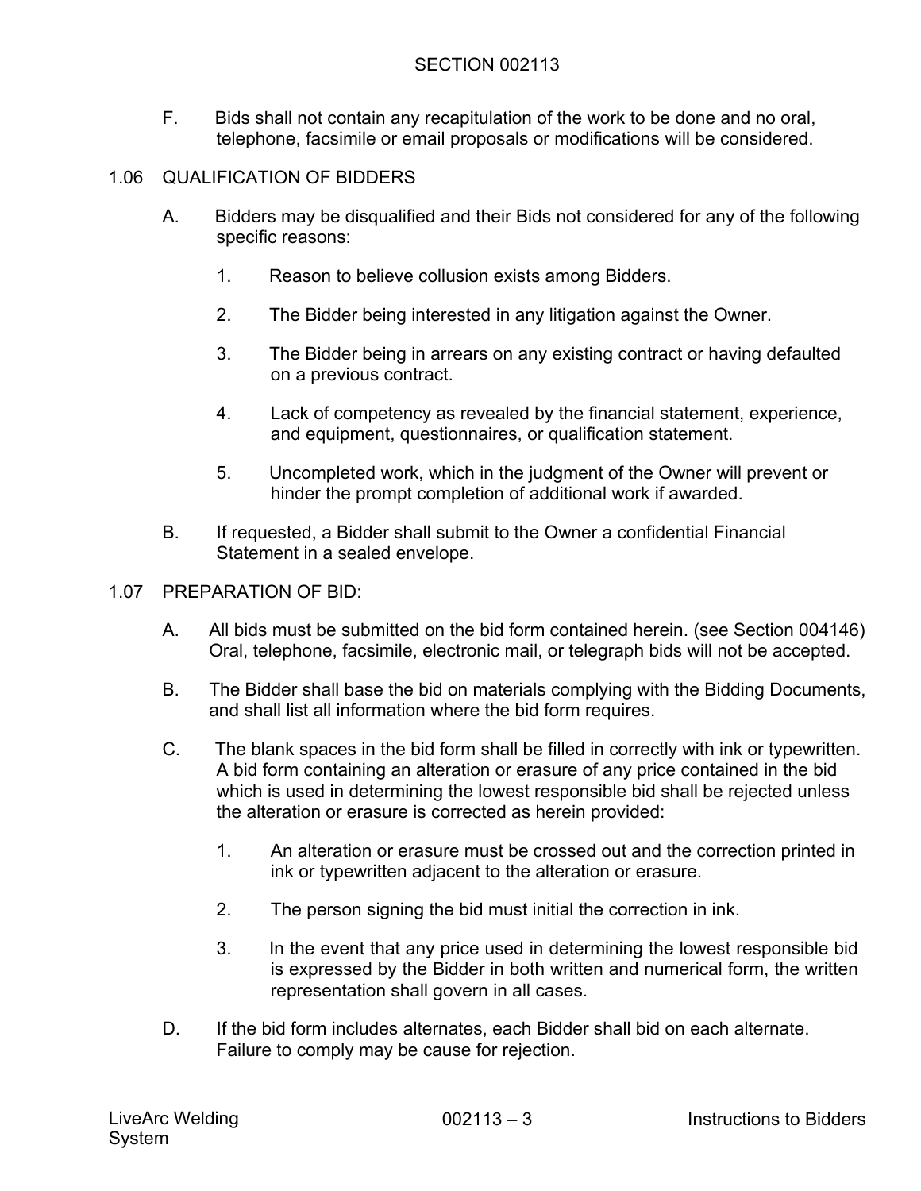F. Bids shall not contain any recapitulation of the work to be done and no oral, telephone, facsimile or email proposals or modifications will be considered.

## 1.06 QUALIFICATION OF BIDDERS

A. Bidders may be disqualified and their Bids not considered for any of the following specific reasons:

1. Reason to believe collusion exists among Bidders.
2. The Bidder being interested in any litigation against the Owner.
3. The Bidder being in arrears on any existing contract or having defaulted on a previous contract.
4. Lack of competency as revealed by the financial statement, experience, and equipment, questionnaires, or qualification statement.
5. Uncompleted work, which in the judgment of the Owner will prevent or hinder the prompt completion of additional work if awarded.

B. If requested, a Bidder shall submit to the Owner a confidential Financial Statement in a sealed envelope.

## 1.07 PREPARATION OF BID:

A. All bids must be submitted on the bid form contained herein. (see Section 004146) Oral, telephone, facsimile, electronic mail, or telegraph bids will not be accepted.

B. The Bidder shall base the bid on materials complying with the Bidding Documents, and shall list all information where the bid form requires.

C. The blank spaces in the bid form shall be filled in correctly with ink or typewritten. A bid form containing an alteration or erasure of any price contained in the bid which is used in determining the lowest responsible bid shall be rejected unless the alteration or erasure is corrected as herein provided:

1. An alteration or erasure must be crossed out and the correction printed in ink or typewritten adjacent to the alteration or erasure.
2. The person signing the bid must initial the correction in ink.
3. In the event that any price used in determining the lowest responsible bid is expressed by the Bidder in both written and numerical form, the written representation shall govern in all cases.

D. If the bid form includes alternates, each Bidder shall bid on each alternate. Failure to comply may be cause for rejection.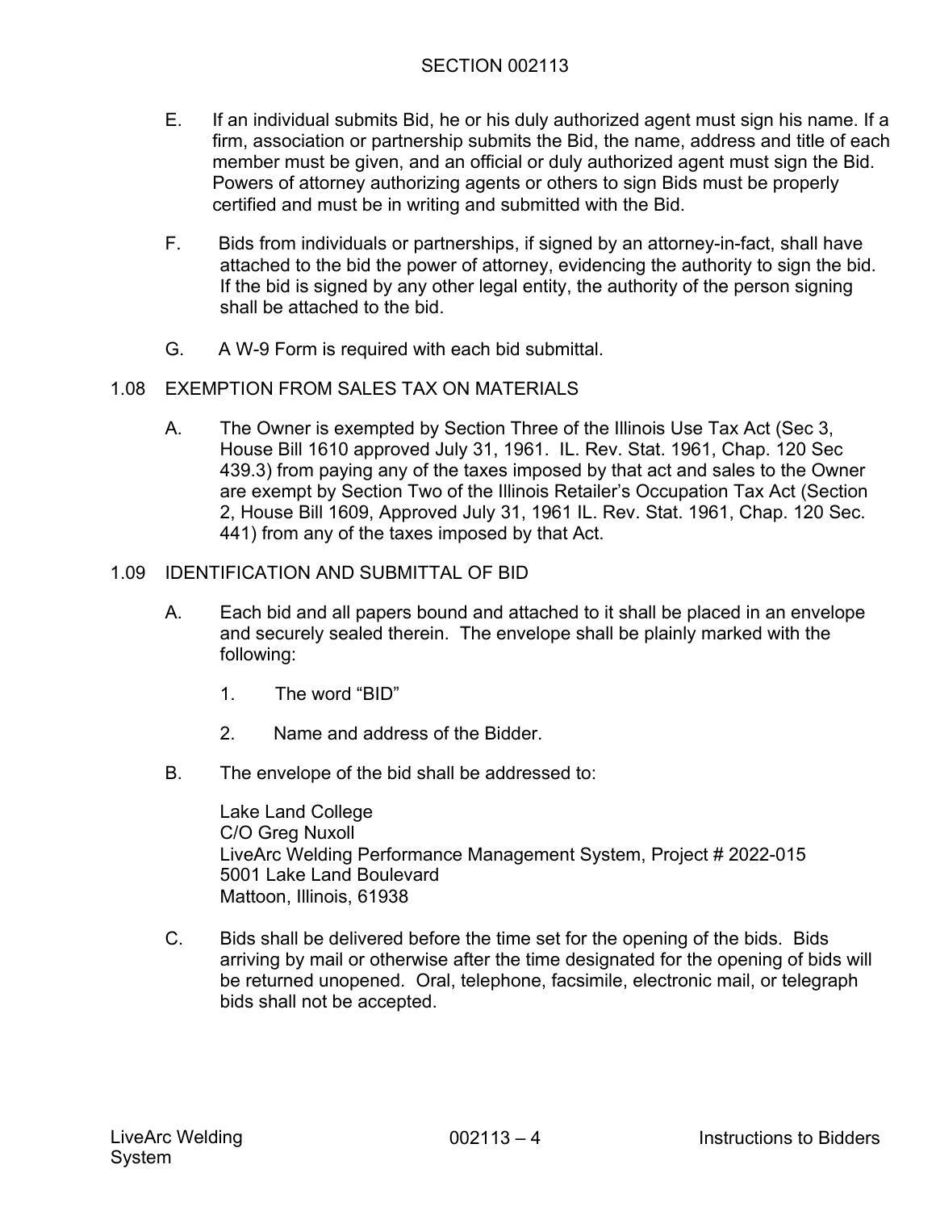E. If an individual submits Bid, he or his duly authorized agent must sign his name. If a firm, association or partnership submits the Bid, the name, address and title of each member must be given, and an official or duly authorized agent must sign the Bid. Powers of attorney authorizing agents or others to sign Bids must be properly certified and must be in writing and submitted with the Bid.

F. Bids from individuals or partnerships, if signed by an attorney-in-fact, shall have attached to the bid the power of attorney, evidencing the authority to sign the bid. If the bid is signed by any other legal entity, the authority of the person signing shall be attached to the bid.

G. A W-9 Form is required with each bid submittal.

## 1.08 EXEMPTION FROM SALES TAX ON MATERIALS

A. The Owner is exempted by Section Three of the Illinois Use Tax Act (Sec 3, House Bill 1610 approved July 31, 1961. IL. Rev. Stat. 1961, Chap. 120 Sec 439.3) from paying any of the taxes imposed by that act and sales to the Owner are exempt by Section Two of the Illinois Retailer's Occupation Tax Act (Section 2, House Bill 1609, Approved July 31, 1961 IL. Rev. Stat. 1961, Chap. 120 Sec. 441) from any of the taxes imposed by that Act.

## 1.09 IDENTIFICATION AND SUBMITTAL OF BID

A. Each bid and all papers bound and attached to it shall be placed in an envelope and securely sealed therein. The envelope shall be plainly marked with the following:

1. The word "BID"
2. Name and address of the Bidder.

B. The envelope of the bid shall be addressed to:

Lake Land College
C/O Greg Nuxoll
LiveArc Welding Performance Management System, Project # 2022-015
5001 Lake Land Boulevard
Mattoon, Illinois, 61938

C. Bids shall be delivered before the time set for the opening of the bids. Bids arriving by mail or otherwise after the time designated for the opening of bids will be returned unopened. Oral, telephone, facsimile, electronic mail, or telegraph bids shall not be accepted.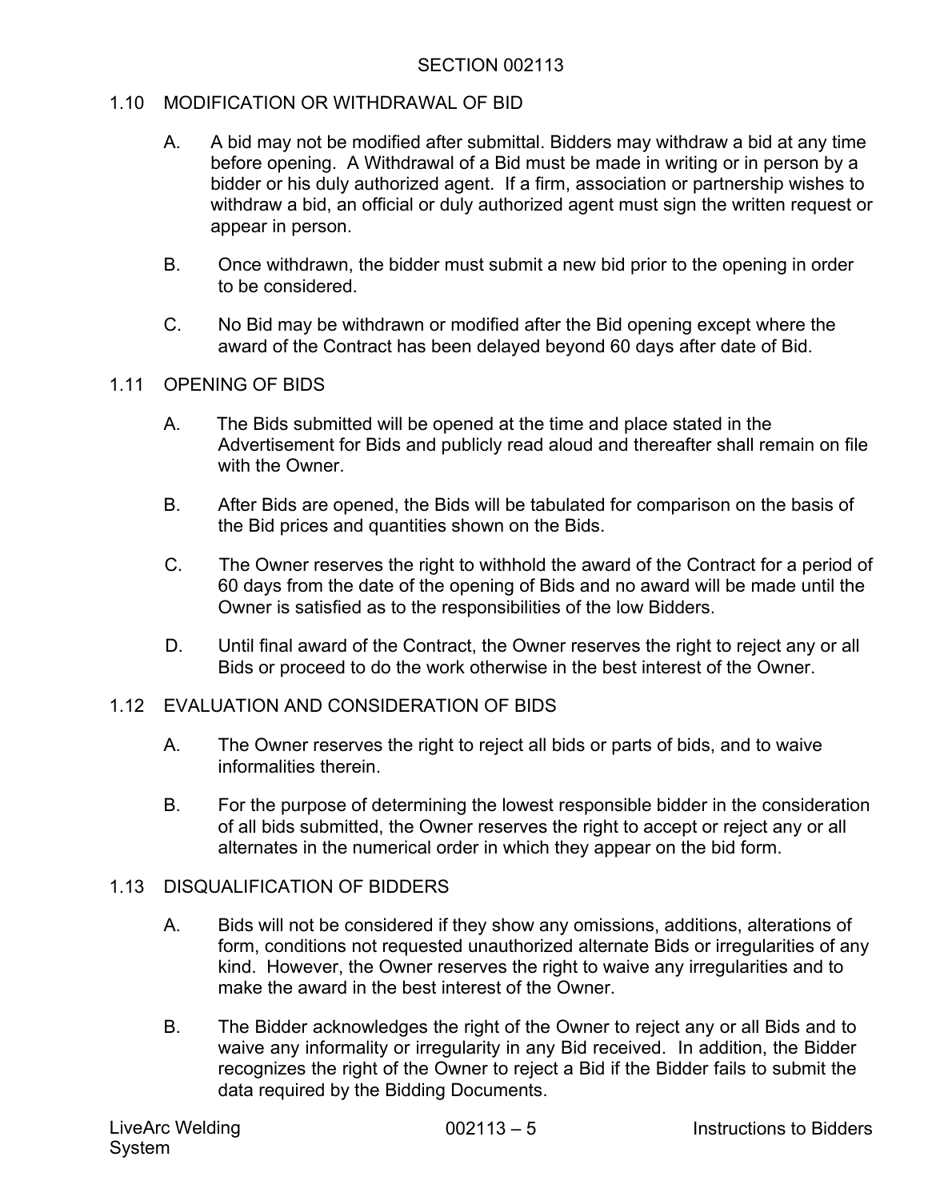## 1.10 MODIFICATION OR WITHDRAWAL OF BID

A. A bid may not be modified after submittal. Bidders may withdraw a bid at any time before opening. A Withdrawal of a Bid must be made in writing or in person by a bidder or his duly authorized agent. If a firm, association or partnership wishes to withdraw a bid, an official or duly authorized agent must sign the written request or appear in person.

B. Once withdrawn, the bidder must submit a new bid prior to the opening in order to be considered.

C. No Bid may be withdrawn or modified after the Bid opening except where the award of the Contract has been delayed beyond 60 days after date of Bid.

## 1.11 OPENING OF BIDS

A. The Bids submitted will be opened at the time and place stated in the Advertisement for Bids and publicly read aloud and thereafter shall remain on file with the Owner.

B. After Bids are opened, the Bids will be tabulated for comparison on the basis of the Bid prices and quantities shown on the Bids.

C. The Owner reserves the right to withhold the award of the Contract for a period of 60 days from the date of the opening of Bids and no award will be made until the Owner is satisfied as to the responsibilities of the low Bidders.

D. Until final award of the Contract, the Owner reserves the right to reject any or all Bids or proceed to do the work otherwise in the best interest of the Owner.

## 1.12 EVALUATION AND CONSIDERATION OF BIDS

A. The Owner reserves the right to reject all bids or parts of bids, and to waive informalities therein.

B. For the purpose of determining the lowest responsible bidder in the consideration of all bids submitted, the Owner reserves the right to accept or reject any or all alternates in the numerical order in which they appear on the bid form.

## 1.13 DISQUALIFICATION OF BIDDERS

A. Bids will not be considered if they show any omissions, additions, alterations of form, conditions not requested unauthorized alternate Bids or irregularities of any kind. However, the Owner reserves the right to waive any irregularities and to make the award in the best interest of the Owner.

B. The Bidder acknowledges the right of the Owner to reject any or all Bids and to waive any informality or irregularity in any Bid received. In addition, the Bidder recognizes the right of the Owner to reject a Bid if the Bidder fails to submit the data required by the Bidding Documents.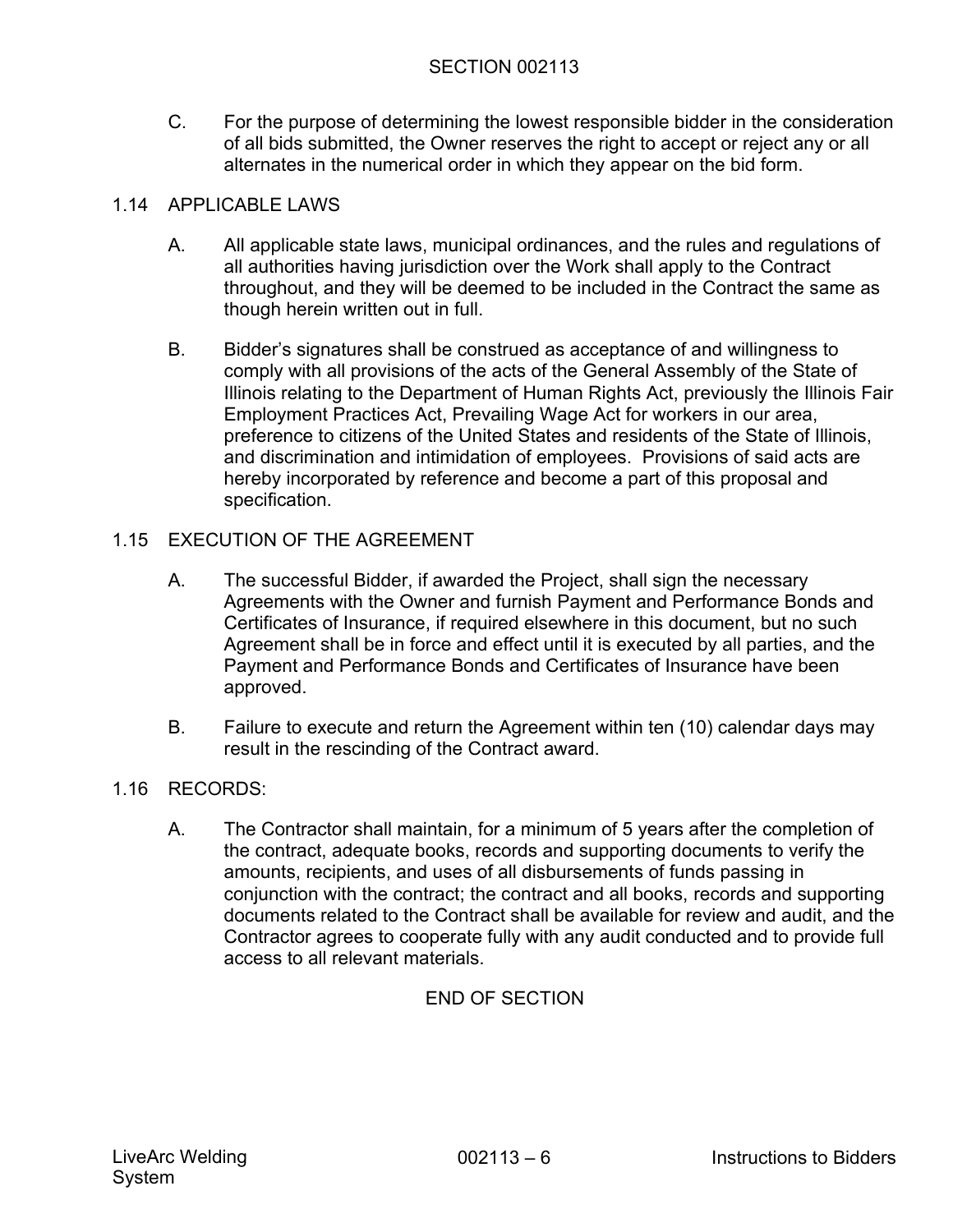C. For the purpose of determining the lowest responsible bidder in the consideration of all bids submitted, the Owner reserves the right to accept or reject any or all alternates in the numerical order in which they appear on the bid form.

## 1.14 APPLICABLE LAWS

A. All applicable state laws, municipal ordinances, and the rules and regulations of all authorities having jurisdiction over the Work shall apply to the Contract throughout, and they will be deemed to be included in the Contract the same as though herein written out in full.

B. Bidder's signatures shall be construed as acceptance of and willingness to comply with all provisions of the acts of the General Assembly of the State of Illinois relating to the Department of Human Rights Act, previously the Illinois Fair Employment Practices Act, Prevailing Wage Act for workers in our area, preference to citizens of the United States and residents of the State of Illinois, and discrimination and intimidation of employees. Provisions of said acts are hereby incorporated by reference and become a part of this proposal and specification.

## 1.15 EXECUTION OF THE AGREEMENT

A. The successful Bidder, if awarded the Project, shall sign the necessary Agreements with the Owner and furnish Payment and Performance Bonds and Certificates of Insurance, if required elsewhere in this document, but no such Agreement shall be in force and effect until it is executed by all parties, and the Payment and Performance Bonds and Certificates of Insurance have been approved.

B. Failure to execute and return the Agreement within ten (10) calendar days may result in the rescinding of the Contract award.

## 1.16 RECORDS:

A. The Contractor shall maintain, for a minimum of 5 years after the completion of the contract, adequate books, records and supporting documents to verify the amounts, recipients, and uses of all disbursements of funds passing in conjunction with the contract; the contract and all books, records and supporting documents related to the Contract shall be available for review and audit, and the Contractor agrees to cooperate fully with any audit conducted and to provide full access to all relevant materials.

END OF SECTION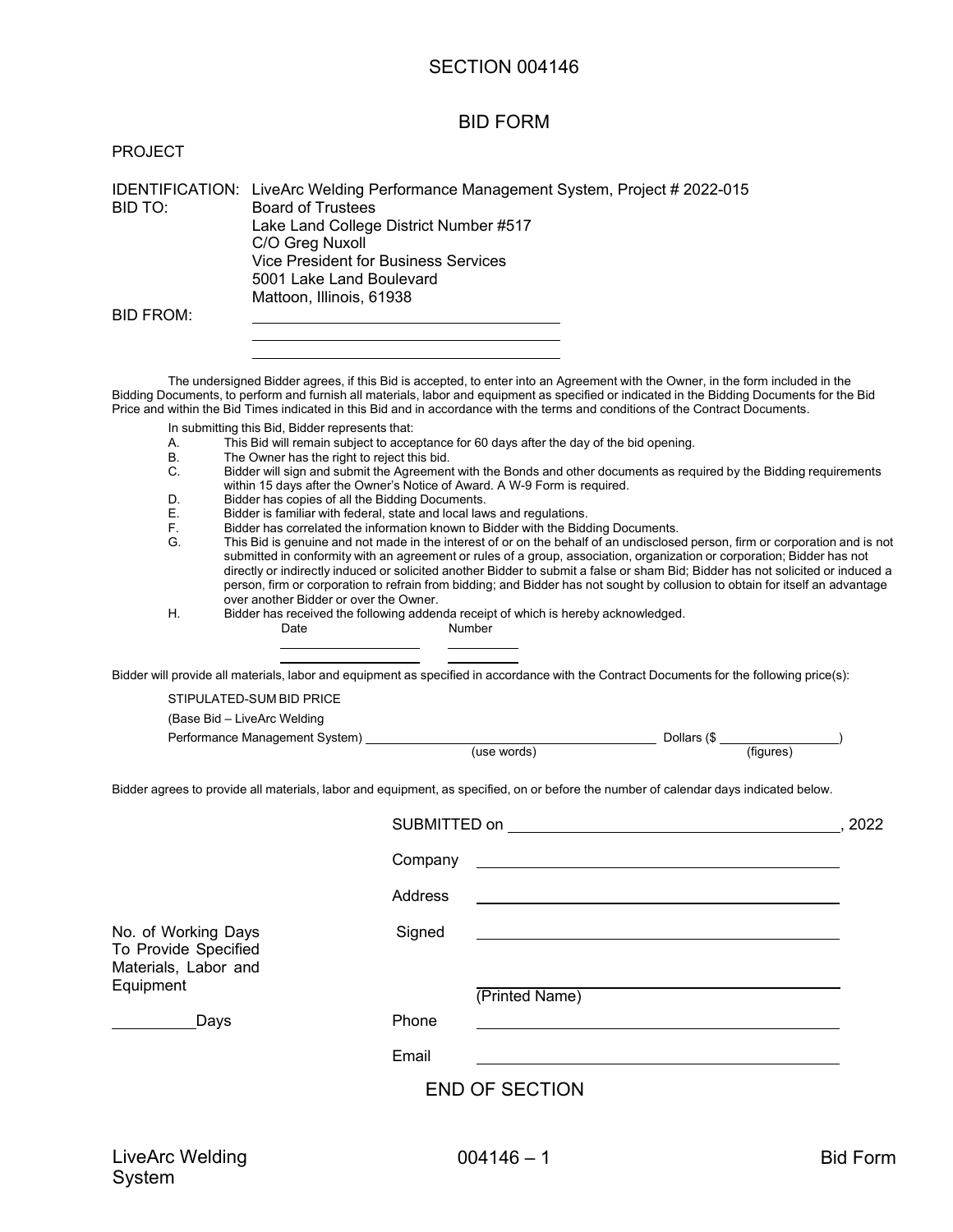# SECTION 004146

## BID FORM

PROJECT

IDENTIFICATION: LiveArc Welding Performance Management System, Project # 2022-015

BID TO: Board of Trustees
Lake Land College District Number #517
C/O Greg Nuxoll
Vice President for Business Services
5001 Lake Land Boulevard
Mattoon, Illinois, 61938

BID FROM: ______________________________
______________________________
______________________________

The undersigned Bidder agrees, if this Bid is accepted, to enter into an Agreement with the Owner, in the form included in the Bidding Documents, to perform and furnish all materials, labor and equipment as specified or indicated in the Bidding Documents for the Bid Price and within the Bid Times indicated in this Bid and in accordance with the terms and conditions of the Contract Documents.

In submitting this Bid, Bidder represents that:

A. This Bid will remain subject to acceptance for 60 days after the day of the bid opening.
B. The Owner has the right to reject this bid.
C. Bidder will sign and submit the Agreement with the Bonds and other documents as required by the Bidding requirements within 15 days after the Owner's Notice of Award. A W-9 Form is required.
D. Bidder has copies of all the Bidding Documents.
E. Bidder is familiar with federal, state and local laws and regulations.
F. Bidder has correlated the information known to Bidder with the Bidding Documents.
G. This Bid is genuine and not made in the interest of or on the behalf of an undisclosed person, firm or corporation and is not submitted in conformity with an agreement or rules of a group, association, organization or corporation; Bidder has not directly or indirectly induced or solicited another Bidder to submit a false or sham Bid; Bidder has not solicited or induced a person, firm or corporation to refrain from bidding; and Bidder has not sought by collusion to obtain for itself an advantage over another Bidder or over the Owner.
H. Bidder has received the following addenda receipt of which is hereby acknowledged.

| Date | Number |
|---|---|
| ____________ | ________ |
| ____________ | ________ |

Bidder will provide all materials, labor and equipment as specified in accordance with the Contract Documents for the following price(s):

STIPULATED-SUM BID PRICE

(Base Bid – LiveArc Welding Performance Management System) ______________________________ Dollars ($ ______________)
(use words) (figures)

Bidder agrees to provide all materials, labor and equipment, as specified, on or before the number of calendar days indicated below.

SUBMITTED on ______________________________, 2022

Company ______________________________

Address ______________________________

No. of Working Days To Provide Specified Materials, Labor and Equipment

Signed ______________________________

______________________________
(Printed Name)

__________ Days

Phone ______________________________

Email ______________________________

END OF SECTION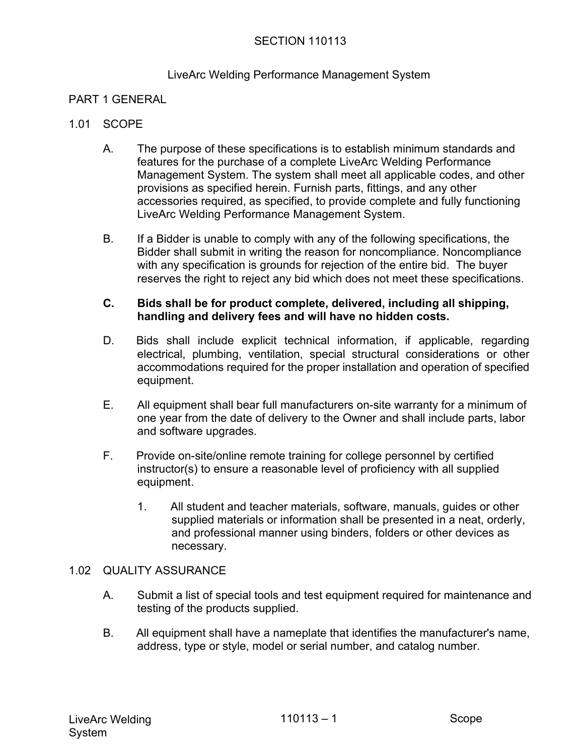SECTION 110113

LiveArc Welding Performance Management System

## PART 1 GENERAL

### 1.01 SCOPE

A. The purpose of these specifications is to establish minimum standards and features for the purchase of a complete LiveArc Welding Performance Management System. The system shall meet all applicable codes, and other provisions as specified herein. Furnish parts, fittings, and any other accessories required, as specified, to provide complete and fully functioning LiveArc Welding Performance Management System.

B. If a Bidder is unable to comply with any of the following specifications, the Bidder shall submit in writing the reason for noncompliance. Noncompliance with any specification is grounds for rejection of the entire bid. The buyer reserves the right to reject any bid which does not meet these specifications.

**C. Bids shall be for product complete, delivered, including all shipping, handling and delivery fees and will have no hidden costs.**

D. Bids shall include explicit technical information, if applicable, regarding electrical, plumbing, ventilation, special structural considerations or other accommodations required for the proper installation and operation of specified equipment.

E. All equipment shall bear full manufacturers on-site warranty for a minimum of one year from the date of delivery to the Owner and shall include parts, labor and software upgrades.

F. Provide on-site/online remote training for college personnel by certified instructor(s) to ensure a reasonable level of proficiency with all supplied equipment.

1. All student and teacher materials, software, manuals, guides or other supplied materials or information shall be presented in a neat, orderly, and professional manner using binders, folders or other devices as necessary.

### 1.02 QUALITY ASSURANCE

A. Submit a list of special tools and test equipment required for maintenance and testing of the products supplied.

B. All equipment shall have a nameplate that identifies the manufacturer's name, address, type or style, model or serial number, and catalog number.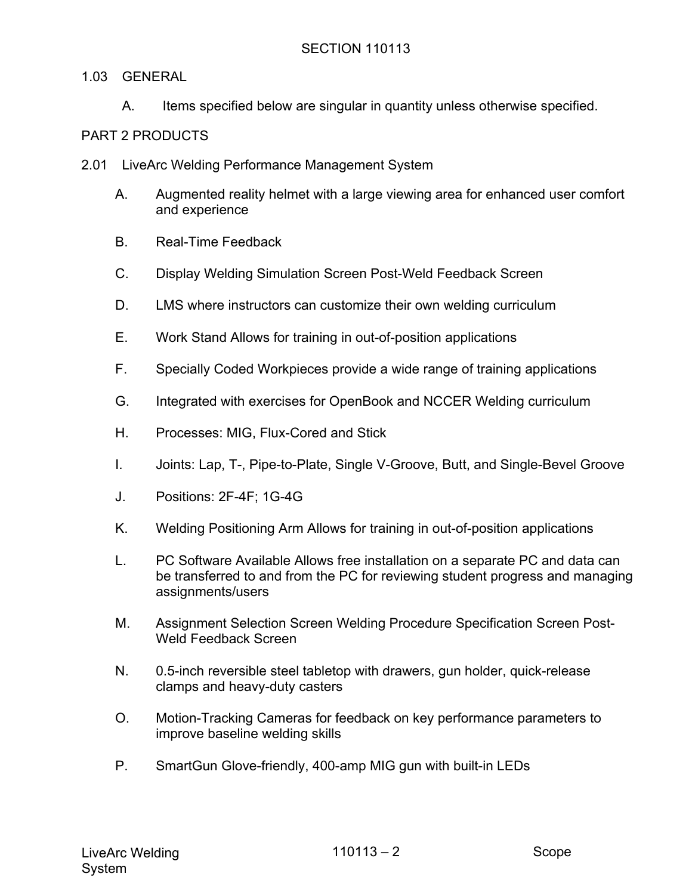SECTION 110113

1.03 GENERAL

A. Items specified below are singular in quantity unless otherwise specified.

PART 2 PRODUCTS

2.01 LiveArc Welding Performance Management System

A. Augmented reality helmet with a large viewing area for enhanced user comfort and experience

B. Real-Time Feedback

C. Display Welding Simulation Screen Post-Weld Feedback Screen

D. LMS where instructors can customize their own welding curriculum

E. Work Stand Allows for training in out-of-position applications

F. Specially Coded Workpieces provide a wide range of training applications

G. Integrated with exercises for OpenBook and NCCER Welding curriculum

H. Processes: MIG, Flux-Cored and Stick

I. Joints: Lap, T-, Pipe-to-Plate, Single V-Groove, Butt, and Single-Bevel Groove

J. Positions: 2F-4F; 1G-4G

K. Welding Positioning Arm Allows for training in out-of-position applications

L. PC Software Available Allows free installation on a separate PC and data can be transferred to and from the PC for reviewing student progress and managing assignments/users

M. Assignment Selection Screen Welding Procedure Specification Screen Post-Weld Feedback Screen

N. 0.5-inch reversible steel tabletop with drawers, gun holder, quick-release clamps and heavy-duty casters

O. Motion-Tracking Cameras for feedback on key performance parameters to improve baseline welding skills

P. SmartGun Glove-friendly, 400-amp MIG gun with built-in LEDs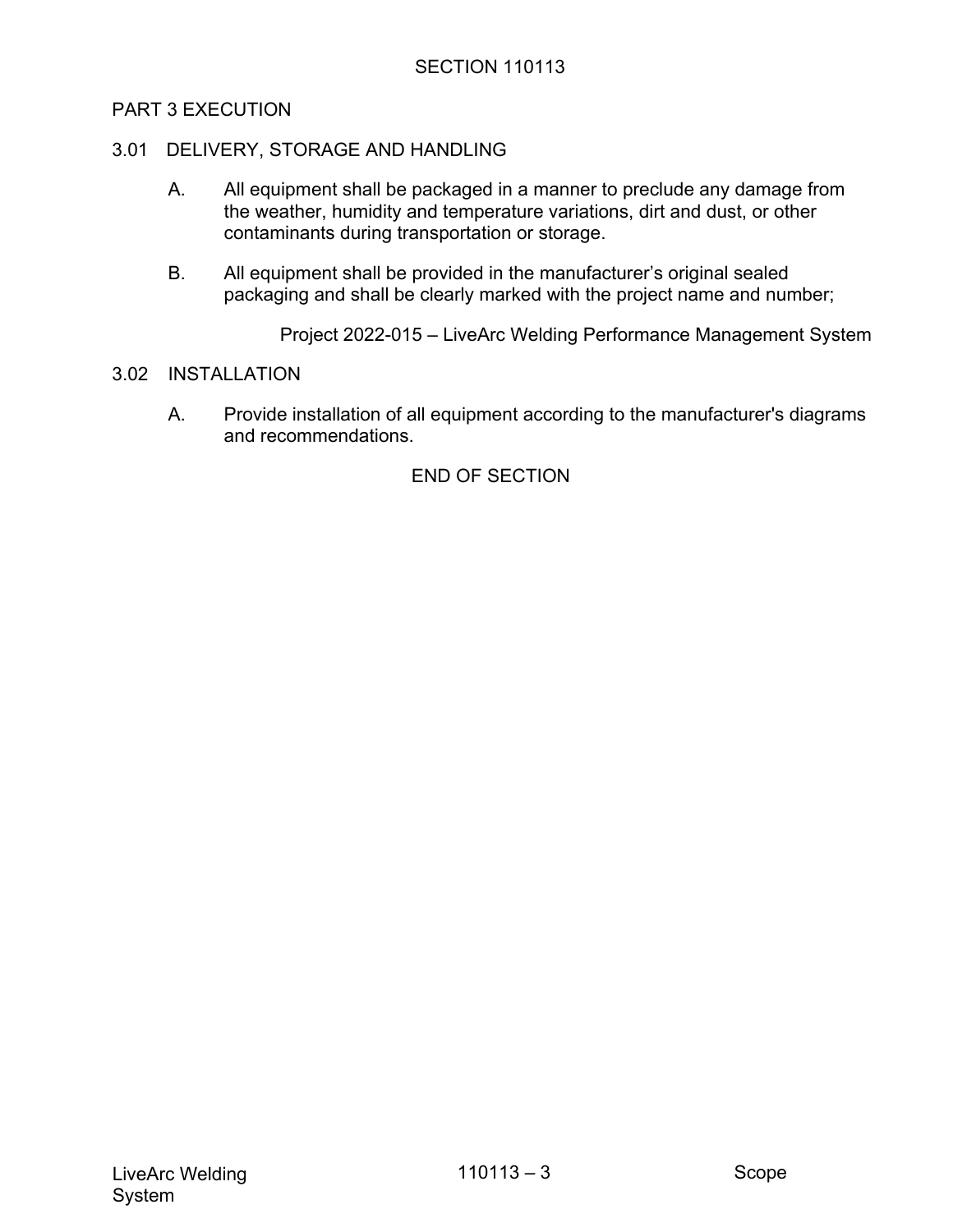SECTION 110113

## PART 3 EXECUTION

### 3.01 DELIVERY, STORAGE AND HANDLING

A. All equipment shall be packaged in a manner to preclude any damage from the weather, humidity and temperature variations, dirt and dust, or other contaminants during transportation or storage.

B. All equipment shall be provided in the manufacturer's original sealed packaging and shall be clearly marked with the project name and number;

Project 2022-015 – LiveArc Welding Performance Management System

### 3.02 INSTALLATION

A. Provide installation of all equipment according to the manufacturer's diagrams and recommendations.

END OF SECTION